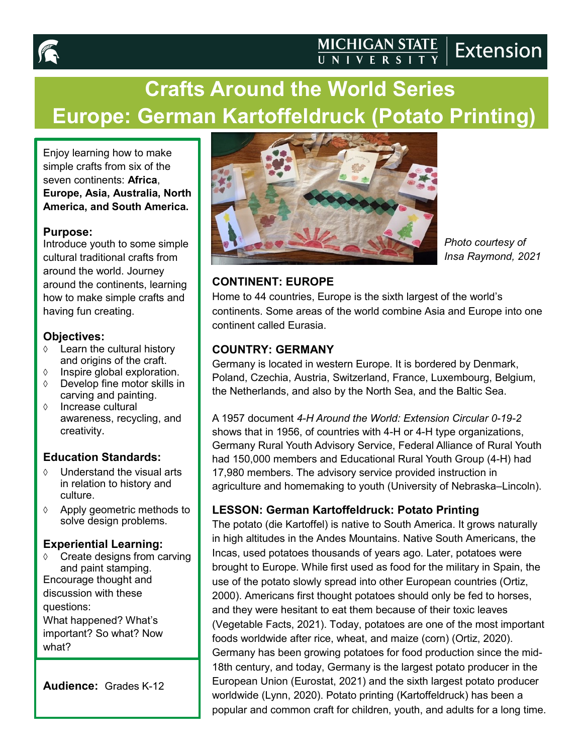# Crafts Around the World Series

# Europe: German Kartoffeldruck (Potato Printing)

Enjoy learning how to make simple crafts from six of the seven continents: **Africa**, **Europe, Asia, Australia, North America, and South America.**

### Purpose:

Introduce youth to some simple cultural traditional crafts from around the world. Journey around the continents, learning how to make simple crafts and having fun creating.

### Objectives:

- Learn the cultural history and origins of the craft.
- Inspire global exploration.
- Develop fine motor skills in carving and painting.
- Increase cultural awareness, recycling, and creativity.

### Education Standards:

- Understand the visual arts in relation to history and culture.
- Apply geometric methods to solve design problems.

### Experiential Learning:

- Create designs from carving and paint stamping.

Encourage thought and discussion with these questions:
What happened? What's important? So what? Now what?

**Audience:** Grades K-12

*Photo courtesy of Insa Raymond, 2021*

## CONTINENT: EUROPE

Home to 44 countries, Europe is the sixth largest of the world's continents. Some areas of the world combine Asia and Europe into one continent called Eurasia.

## COUNTRY: GERMANY

Germany is located in western Europe. It is bordered by Denmark, Poland, Czechia, Austria, Switzerland, France, Luxembourg, Belgium, the Netherlands, and also by the North Sea, and the Baltic Sea.

A 1957 document *4-H Around the World: Extension Circular 0-19-2* shows that in 1956, of countries with 4-H or 4-H type organizations, Germany Rural Youth Advisory Service, Federal Alliance of Rural Youth had 150,000 members and Educational Rural Youth Group (4-H) had 17,980 members. The advisory service provided instruction in agriculture and homemaking to youth (University of Nebraska–Lincoln).

## LESSON: German Kartoffeldruck: Potato Printing

The potato (die Kartoffel) is native to South America. It grows naturally in high altitudes in the Andes Mountains. Native South Americans, the Incas, used potatoes thousands of years ago. Later, potatoes were brought to Europe. While first used as food for the military in Spain, the use of the potato slowly spread into other European countries (Ortiz, 2000). Americans first thought potatoes should only be fed to horses, and they were hesitant to eat them because of their toxic leaves (Vegetable Facts, 2021). Today, potatoes are one of the most important foods worldwide after rice, wheat, and maize (corn) (Ortiz, 2020). Germany has been growing potatoes for food production since the mid-18th century, and today, Germany is the largest potato producer in the European Union (Eurostat, 2021) and the sixth largest potato producer worldwide (Lynn, 2020). Potato printing (Kartoffeldruck) has been a popular and common craft for children, youth, and adults for a long time.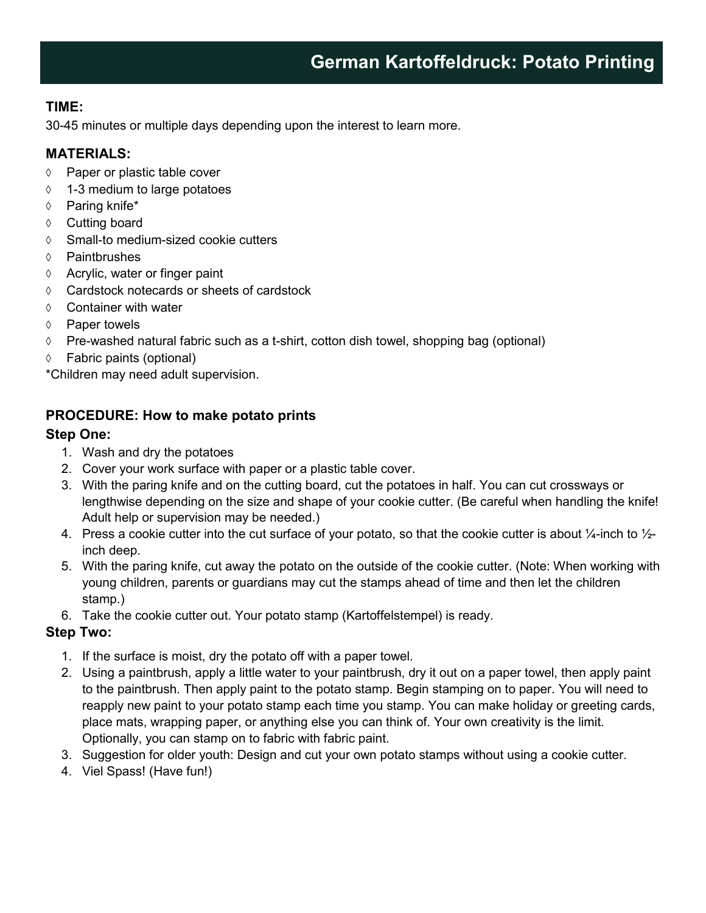# German Kartoffeldruck: Potato Printing

**TIME:**

30-45 minutes or multiple days depending upon the interest to learn more.

**MATERIALS:**

- Paper or plastic table cover
- 1-3 medium to large potatoes
- Paring knife*
- Cutting board
- Small-to medium-sized cookie cutters
- Paintbrushes
- Acrylic, water or finger paint
- Cardstock notecards or sheets of cardstock
- Container with water
- Paper towels
- Pre-washed natural fabric such as a t-shirt, cotton dish towel, shopping bag (optional)
- Fabric paints (optional)

*Children may need adult supervision.

**PROCEDURE: How to make potato prints**

**Step One:**

1. Wash and dry the potatoes
2. Cover your work surface with paper or a plastic table cover.
3. With the paring knife and on the cutting board, cut the potatoes in half. You can cut crossways or lengthwise depending on the size and shape of your cookie cutter. (Be careful when handling the knife! Adult help or supervision may be needed.)
4. Press a cookie cutter into the cut surface of your potato, so that the cookie cutter is about ¼-inch to ½-inch deep.
5. With the paring knife, cut away the potato on the outside of the cookie cutter. (Note: When working with young children, parents or guardians may cut the stamps ahead of time and then let the children stamp.)
6. Take the cookie cutter out. Your potato stamp (Kartoffelstempel) is ready.

**Step Two:**

1. If the surface is moist, dry the potato off with a paper towel.
2. Using a paintbrush, apply a little water to your paintbrush, dry it out on a paper towel, then apply paint to the paintbrush. Then apply paint to the potato stamp. Begin stamping on to paper. You will need to reapply new paint to your potato stamp each time you stamp. You can make holiday or greeting cards, place mats, wrapping paper, or anything else you can think of. Your own creativity is the limit. Optionally, you can stamp on to fabric with fabric paint.
3. Suggestion for older youth: Design and cut your own potato stamps without using a cookie cutter.
4. Viel Spass! (Have fun!)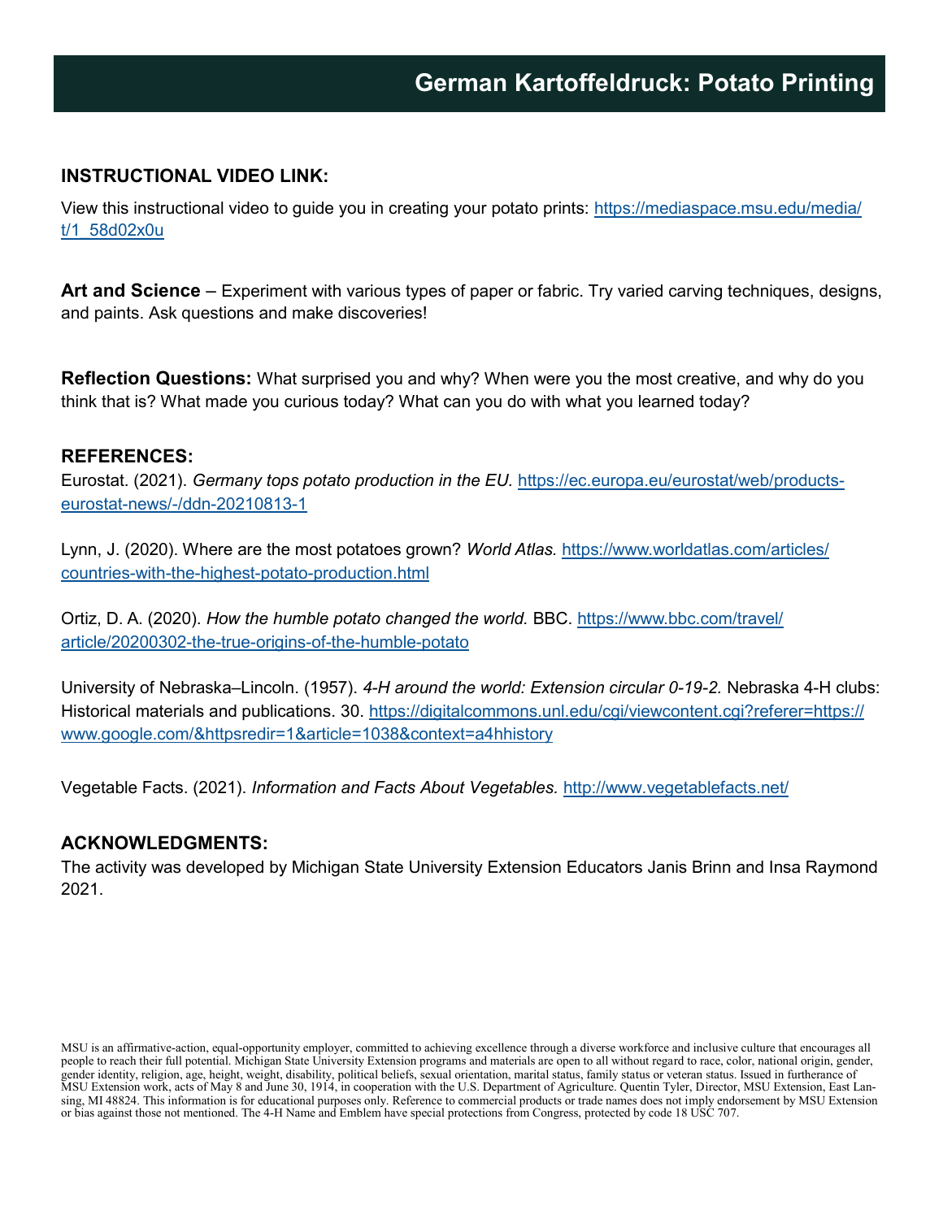# German Kartoffeldruck: Potato Printing

## INSTRUCTIONAL VIDEO LINK:

View this instructional video to guide you in creating your potato prints: https://mediaspace.msu.edu/media/t/1_58d02x0u

**Art and Science** – Experiment with various types of paper or fabric. Try varied carving techniques, designs, and paints. Ask questions and make discoveries!

**Reflection Questions:** What surprised you and why? When were you the most creative, and why do you think that is? What made you curious today? What can you do with what you learned today?

## REFERENCES:

Eurostat. (2021). *Germany tops potato production in the EU.* https://ec.europa.eu/eurostat/web/products-eurostat-news/-/ddn-20210813-1

Lynn, J. (2020). Where are the most potatoes grown? *World Atlas.* https://www.worldatlas.com/articles/countries-with-the-highest-potato-production.html

Ortiz, D. A. (2020). *How the humble potato changed the world.* BBC. https://www.bbc.com/travel/article/20200302-the-true-origins-of-the-humble-potato

University of Nebraska–Lincoln. (1957). *4-H around the world: Extension circular 0-19-2.* Nebraska 4-H clubs: Historical materials and publications. 30. https://digitalcommons.unl.edu/cgi/viewcontent.cgi?referer=https://www.google.com/&httpsredir=1&article=1038&context=a4hhistory

Vegetable Facts. (2021). *Information and Facts About Vegetables.* http://www.vegetablefacts.net/

## ACKNOWLEDGMENTS:

The activity was developed by Michigan State University Extension Educators Janis Brinn and Insa Raymond 2021.

MSU is an affirmative-action, equal-opportunity employer, committed to achieving excellence through a diverse workforce and inclusive culture that encourages all people to reach their full potential. Michigan State University Extension programs and materials are open to all without regard to race, color, national origin, gender, gender identity, religion, age, height, weight, disability, political beliefs, sexual orientation, marital status, family status or veteran status. Issued in furtherance of MSU Extension work, acts of May 8 and June 30, 1914, in cooperation with the U.S. Department of Agriculture. Quentin Tyler, Director, MSU Extension, East Lansing, MI 48824. This information is for educational purposes only. Reference to commercial products or trade names does not imply endorsement by MSU Extension or bias against those not mentioned. The 4-H Name and Emblem have special protections from Congress, protected by code 18 USC 707.